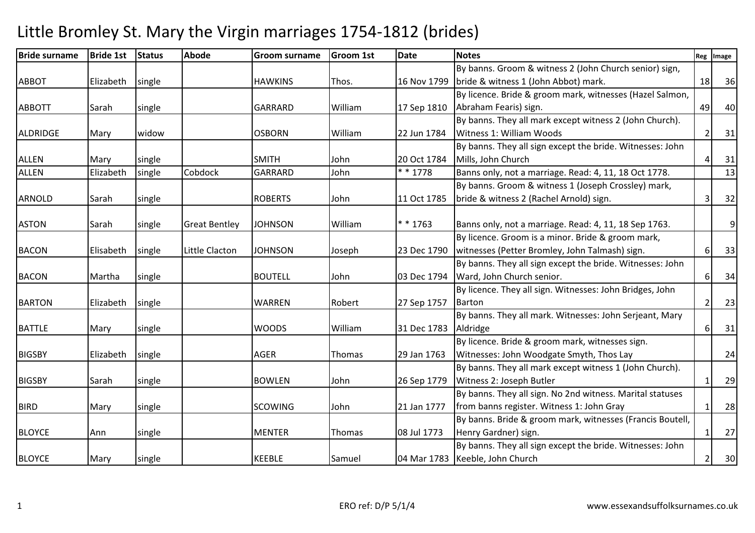# Little Bromley St. Mary the Virgin marriages 1754-1812 (brides)

| Bride surname | Bride 1st | Status | Abode | Groom surname | Groom 1st | Date | Notes | Reg | Image |
|---|---|---|---|---|---|---|---|---|---|
| ABBOT | Elizabeth | single | | HAWKINS | Thos. | 16 Nov 1799 | By banns. Groom & witness 2 (John Church senior) sign, bride & witness 1 (John Abbot) mark. | 18 | 36 |
| ABBOTT | Sarah | single | | GARRARD | William | 17 Sep 1810 | By licence. Bride & groom mark, witnesses (Hazel Salmon, Abraham Fearis) sign. | 49 | 40 |
| ALDRIDGE | Mary | widow | | OSBORN | William | 22 Jun 1784 | By banns. They all mark except witness 2 (John Church). Witness 1: William Woods | 2 | 31 |
| ALLEN | Mary | single | | SMITH | John | 20 Oct 1784 | By banns. They all sign except the bride. Witnesses: John Mills, John Church | 4 | 31 |
| ALLEN | Elizabeth | single | Cobdock | GARRARD | John | * * 1778 | Banns only, not a marriage. Read: 4, 11, 18 Oct 1778. | | 13 |
| ARNOLD | Sarah | single | | ROBERTS | John | 11 Oct 1785 | By banns. Groom & witness 1 (Joseph Crossley) mark, bride & witness 2 (Rachel Arnold) sign. | 3 | 32 |
| ASTON | Sarah | single | Great Bentley | JOHNSON | William | * * 1763 | Banns only, not a marriage. Read: 4, 11, 18 Sep 1763. | | 9 |
| BACON | Elisabeth | single | Little Clacton | JOHNSON | Joseph | 23 Dec 1790 | By licence. Groom is a minor. Bride & groom mark, witnesses (Petter Bromley, John Talmash) sign. | 6 | 33 |
| BACON | Martha | single | | BOUTELL | John | 03 Dec 1794 | By banns. They all sign except the bride. Witnesses: John Ward, John Church senior. | 6 | 34 |
| BARTON | Elizabeth | single | | WARREN | Robert | 27 Sep 1757 | By licence. They all sign. Witnesses: John Bridges, John Barton | 2 | 23 |
| BATTLE | Mary | single | | WOODS | William | 31 Dec 1783 | By banns. They all mark. Witnesses: John Serjeant, Mary Aldridge | 6 | 31 |
| BIGSBY | Elizabeth | single | | AGER | Thomas | 29 Jan 1763 | By licence. Bride & groom mark, witnesses sign. Witnesses: John Woodgate Smyth, Thos Lay | | 24 |
| BIGSBY | Sarah | single | | BOWLEN | John | 26 Sep 1779 | By banns. They all mark except witness 1 (John Church). Witness 2: Joseph Butler | 1 | 29 |
| BIRD | Mary | single | | SCOWING | John | 21 Jan 1777 | By banns. They all sign. No 2nd witness. Marital statuses from banns register. Witness 1: John Gray | 1 | 28 |
| BLOYCE | Ann | single | | MENTER | Thomas | 08 Jul 1773 | By banns. Bride & groom mark, witnesses (Francis Boutell, Henry Gardner) sign. | 1 | 27 |
| BLOYCE | Mary | single | | KEEBLE | Samuel | 04 Mar 1783 | By banns. They all sign except the bride. Witnesses: John Keeble, John Church | 2 | 30 |

ERO ref: D/P 5/1/4

www.essexandsuffolksurnames.co.uk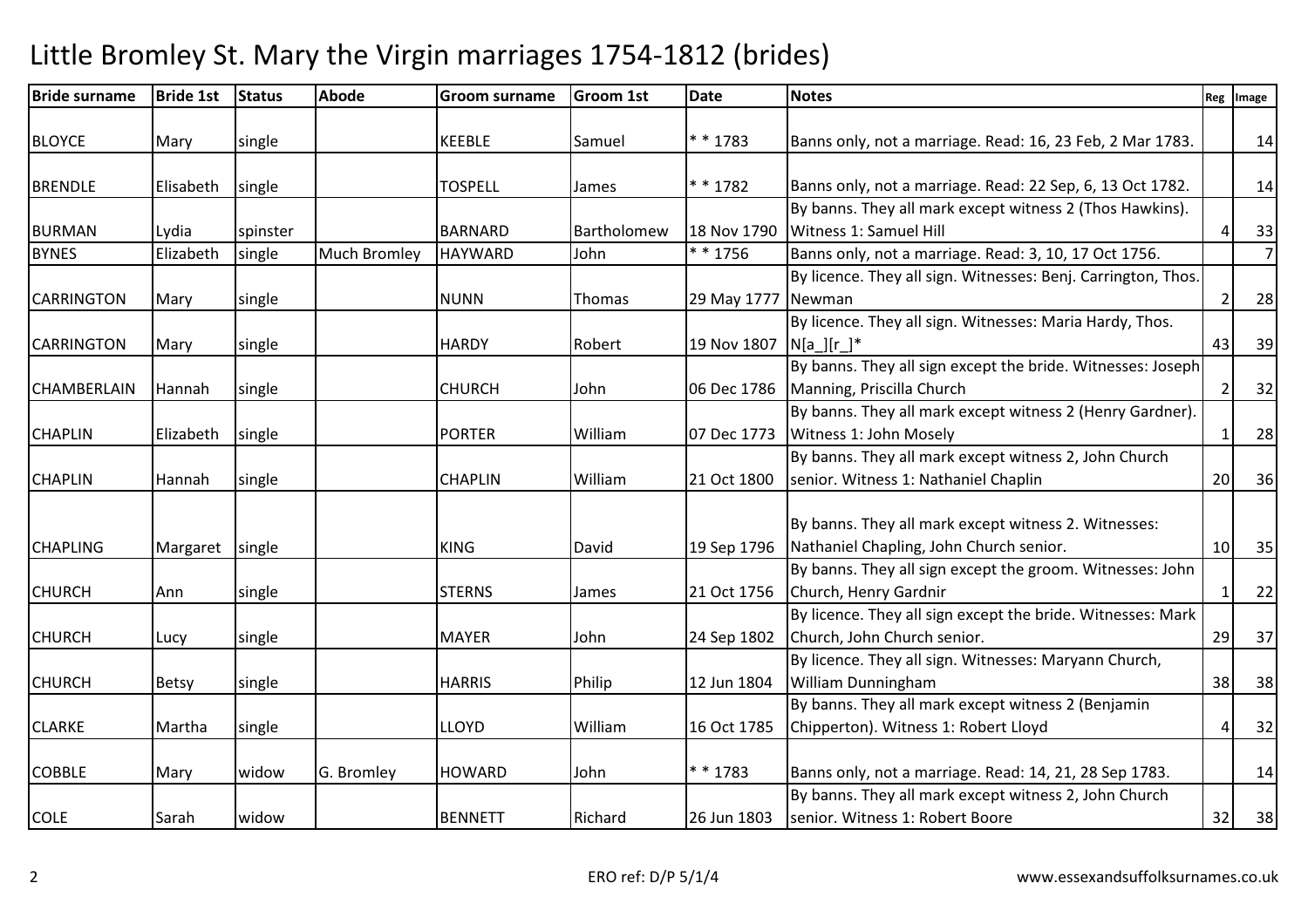# Little Bromley St. Mary the Virgin marriages 1754-1812 (brides)

| Bride surname | Bride 1st | Status | Abode | Groom surname | Groom 1st | Date | Notes | Reg | Image |
|---|---|---|---|---|---|---|---|---|---|
| BLOYCE | Mary | single | | KEEBLE | Samuel | * * 1783 | Banns only, not a marriage. Read: 16, 23 Feb, 2 Mar 1783. | | 14 |
| BRENDLE | Elisabeth | single | | TOSPELL | James | * * 1782 | Banns only, not a marriage. Read: 22 Sep, 6, 13 Oct 1782. | | 14 |
| BURMAN | Lydia | spinster | | BARNARD | Bartholomew | 18 Nov 1790 | By banns. They all mark except witness 2 (Thos Hawkins). Witness 1: Samuel Hill | 4 | 33 |
| BYNES | Elizabeth | single | Much Bromley | HAYWARD | John | * * 1756 | Banns only, not a marriage. Read: 3, 10, 17 Oct 1756. | | 7 |
| CARRINGTON | Mary | single | | NUNN | Thomas | 29 May 1777 | By licence. They all sign. Witnesses: Benj. Carrington, Thos. Newman | 2 | 28 |
| CARRINGTON | Mary | single | | HARDY | Robert | 19 Nov 1807 | By licence. They all sign. Witnesses: Maria Hardy, Thos. N[a_][r_]* | 43 | 39 |
| CHAMBERLAIN | Hannah | single | | CHURCH | John | 06 Dec 1786 | By banns. They all sign except the bride. Witnesses: Joseph Manning, Priscilla Church | 2 | 32 |
| CHAPLIN | Elizabeth | single | | PORTER | William | 07 Dec 1773 | By banns. They all mark except witness 2 (Henry Gardner). Witness 1: John Mosely | 1 | 28 |
| CHAPLIN | Hannah | single | | CHAPLIN | William | 21 Oct 1800 | By banns. They all mark except witness 2, John Church senior. Witness 1: Nathaniel Chaplin | 20 | 36 |
| CHAPLING | Margaret | single | | KING | David | 19 Sep 1796 | By banns. They all mark except witness 2. Witnesses: Nathaniel Chapling, John Church senior. | 10 | 35 |
| CHURCH | Ann | single | | STERNS | James | 21 Oct 1756 | By banns. They all sign except the groom. Witnesses: John Church, Henry Gardnir | 1 | 22 |
| CHURCH | Lucy | single | | MAYER | John | 24 Sep 1802 | By licence. They all sign except the bride. Witnesses: Mark Church, John Church senior. | 29 | 37 |
| CHURCH | Betsy | single | | HARRIS | Philip | 12 Jun 1804 | By licence. They all sign. Witnesses: Maryann Church, William Dunningham | 38 | 38 |
| CLARKE | Martha | single | | LLOYD | William | 16 Oct 1785 | By banns. They all mark except witness 2 (Benjamin Chipperton). Witness 1: Robert Lloyd | 4 | 32 |
| COBBLE | Mary | widow | G. Bromley | HOWARD | John | * * 1783 | Banns only, not a marriage. Read: 14, 21, 28 Sep 1783. | | 14 |
| COLE | Sarah | widow | | BENNETT | Richard | 26 Jun 1803 | By banns. They all mark except witness 2, John Church senior. Witness 1: Robert Boore | 32 | 38 |

ERO ref: D/P 5/1/4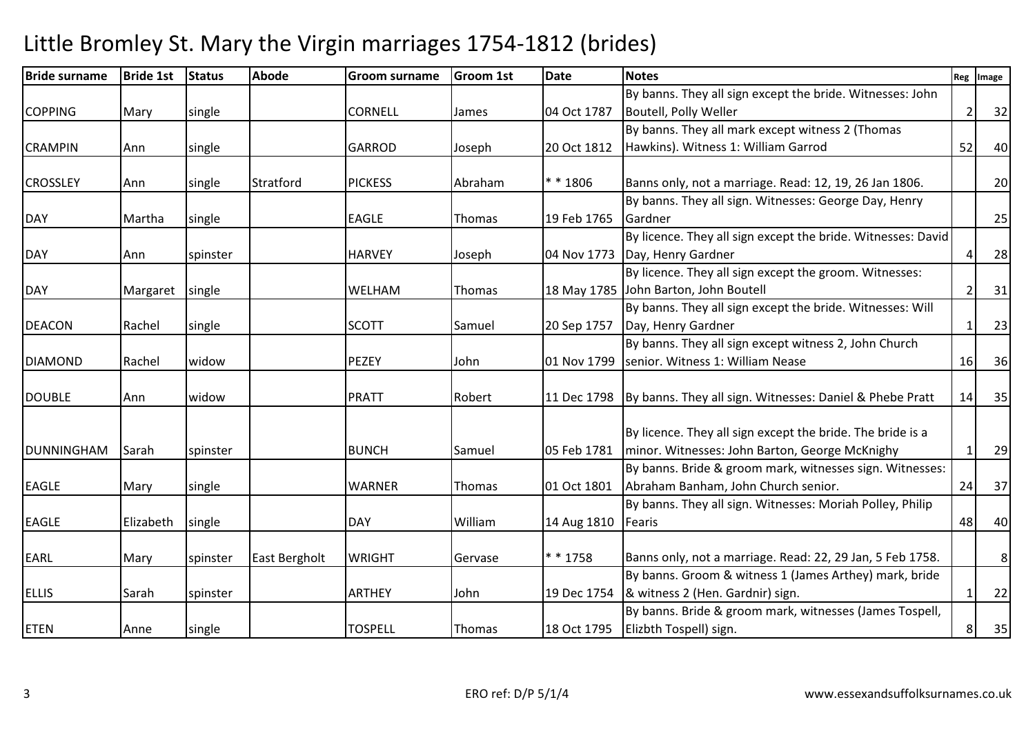# Little Bromley St. Mary the Virgin marriages 1754-1812 (brides)

| Bride surname | Bride 1st | Status | Abode | Groom surname | Groom 1st | Date | Notes | Reg | Image |
|---|---|---|---|---|---|---|---|---|---|
| COPPING | Mary | single | | CORNELL | James | 04 Oct 1787 | By banns. They all sign except the bride. Witnesses: John Boutell, Polly Weller | 2 | 32 |
| CRAMPIN | Ann | single | | GARROD | Joseph | 20 Oct 1812 | By banns. They all mark except witness 2 (Thomas Hawkins). Witness 1: William Garrod | 52 | 40 |
| CROSSLEY | Ann | single | Stratford | PICKESS | Abraham | * * 1806 | Banns only, not a marriage. Read: 12, 19, 26 Jan 1806. | | 20 |
| DAY | Martha | single | | EAGLE | Thomas | 19 Feb 1765 | By banns. They all sign. Witnesses: George Day, Henry Gardner | | 25 |
| DAY | Ann | spinster | | HARVEY | Joseph | 04 Nov 1773 | By licence. They all sign except the bride. Witnesses: David Day, Henry Gardner | 4 | 28 |
| DAY | Margaret | single | | WELHAM | Thomas | 18 May 1785 | By licence. They all sign except the groom. Witnesses: John Barton, John Boutell | 2 | 31 |
| DEACON | Rachel | single | | SCOTT | Samuel | 20 Sep 1757 | By banns. They all sign except the bride. Witnesses: Will Day, Henry Gardner | 1 | 23 |
| DIAMOND | Rachel | widow | | PEZEY | John | 01 Nov 1799 | By banns. They all sign except witness 2, John Church senior. Witness 1: William Nease | 16 | 36 |
| DOUBLE | Ann | widow | | PRATT | Robert | 11 Dec 1798 | By banns. They all sign. Witnesses: Daniel & Phebe Pratt | 14 | 35 |
| DUNNINGHAM | Sarah | spinster | | BUNCH | Samuel | 05 Feb 1781 | By licence. They all sign except the bride. The bride is a minor. Witnesses: John Barton, George McKnighy | 1 | 29 |
| EAGLE | Mary | single | | WARNER | Thomas | 01 Oct 1801 | By banns. Bride & groom mark, witnesses sign. Witnesses: Abraham Banham, John Church senior. | 24 | 37 |
| EAGLE | Elizabeth | single | | DAY | William | 14 Aug 1810 | By banns. They all sign. Witnesses: Moriah Polley, Philip Fearis | 48 | 40 |
| EARL | Mary | spinster | East Bergholt | WRIGHT | Gervase | * * 1758 | Banns only, not a marriage. Read: 22, 29 Jan, 5 Feb 1758. | | 8 |
| ELLIS | Sarah | spinster | | ARTHEY | John | 19 Dec 1754 | By banns. Groom & witness 1 (James Arthey) mark, bride & witness 2 (Hen. Gardnir) sign. | 1 | 22 |
| ETEN | Anne | single | | TOSPELL | Thomas | 18 Oct 1795 | By banns. Bride & groom mark, witnesses (James Tospell, Elizbth Tospell) sign. | 8 | 35 |

ERO ref: D/P 5/1/4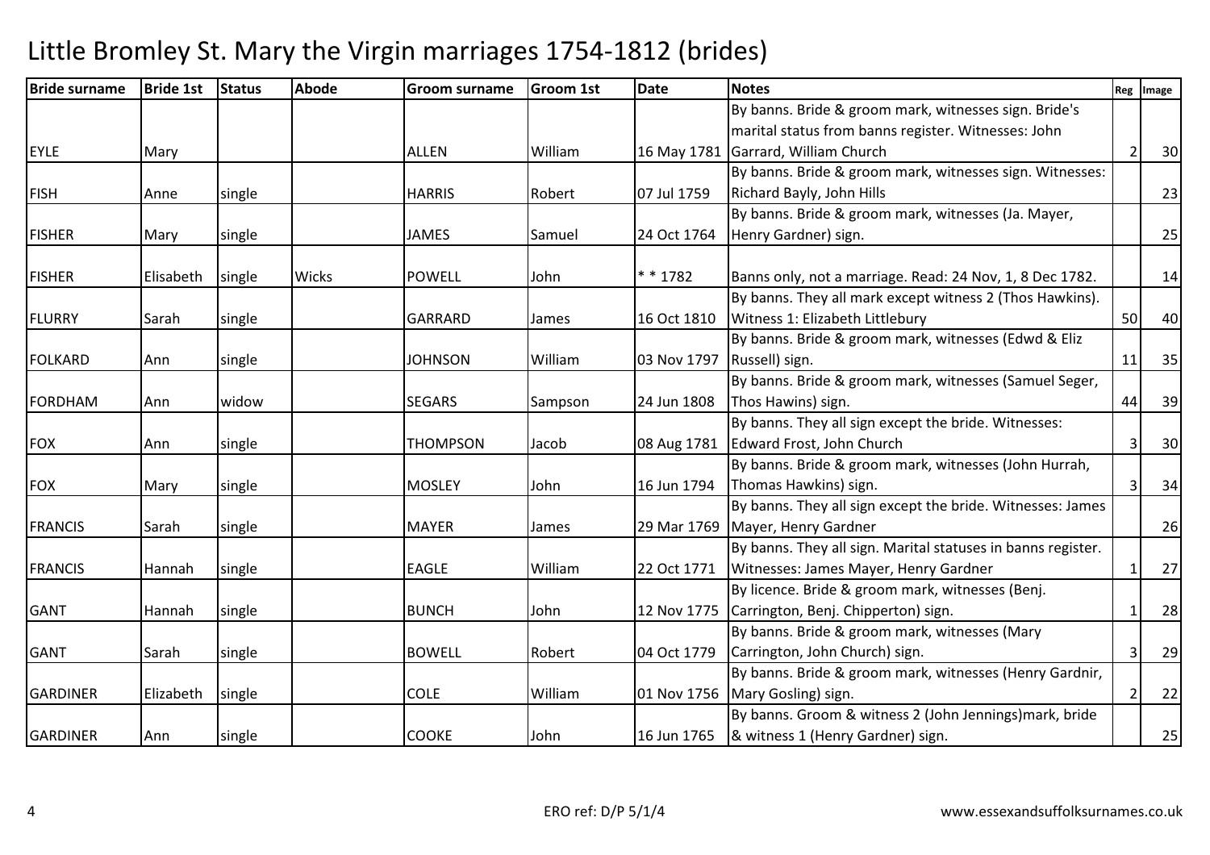# Little Bromley St. Mary the Virgin marriages 1754-1812 (brides)

| Bride surname | Bride 1st | Status | Abode | Groom surname | Groom 1st | Date | Notes | Reg | Image |
|---|---|---|---|---|---|---|---|---|---|
| EYLE | Mary | | | ALLEN | William | 16 May 1781 | By banns. Bride & groom mark, witnesses sign. Bride's marital status from banns register. Witnesses: John Garrard, William Church | 2 | 30 |
| FISH | Anne | single | | HARRIS | Robert | 07 Jul 1759 | By banns. Bride & groom mark, witnesses sign. Witnesses: Richard Bayly, John Hills | | 23 |
| FISHER | Mary | single | | JAMES | Samuel | 24 Oct 1764 | By banns. Bride & groom mark, witnesses (Ja. Mayer, Henry Gardner) sign. | | 25 |
| FISHER | Elisabeth | single | Wicks | POWELL | John | * * 1782 | Banns only, not a marriage. Read: 24 Nov, 1, 8 Dec 1782. | | 14 |
| FLURRY | Sarah | single | | GARRARD | James | 16 Oct 1810 | By banns. They all mark except witness 2 (Thos Hawkins). Witness 1: Elizabeth Littlebury | 50 | 40 |
| FOLKARD | Ann | single | | JOHNSON | William | 03 Nov 1797 | By banns. Bride & groom mark, witnesses (Edwd & Eliz Russell) sign. | 11 | 35 |
| FORDHAM | Ann | widow | | SEGARS | Sampson | 24 Jun 1808 | By banns. Bride & groom mark, witnesses (Samuel Seger, Thos Hawins) sign. | 44 | 39 |
| FOX | Ann | single | | THOMPSON | Jacob | 08 Aug 1781 | By banns. They all sign except the bride. Witnesses: Edward Frost, John Church | 3 | 30 |
| FOX | Mary | single | | MOSLEY | John | 16 Jun 1794 | By banns. Bride & groom mark, witnesses (John Hurrah, Thomas Hawkins) sign. | 3 | 34 |
| FRANCIS | Sarah | single | | MAYER | James | 29 Mar 1769 | By banns. They all sign except the bride. Witnesses: James Mayer, Henry Gardner | | 26 |
| FRANCIS | Hannah | single | | EAGLE | William | 22 Oct 1771 | By banns. They all sign. Marital statuses in banns register. Witnesses: James Mayer, Henry Gardner | 1 | 27 |
| GANT | Hannah | single | | BUNCH | John | 12 Nov 1775 | By licence. Bride & groom mark, witnesses (Benj. Carrington, Benj. Chipperton) sign. | 1 | 28 |
| GANT | Sarah | single | | BOWELL | Robert | 04 Oct 1779 | By banns. Bride & groom mark, witnesses (Mary Carrington, John Church) sign. | 3 | 29 |
| GARDINER | Elizabeth | single | | COLE | William | 01 Nov 1756 | By banns. Bride & groom mark, witnesses (Henry Gardnir, Mary Gosling) sign. | 2 | 22 |
| GARDINER | Ann | single | | COOKE | John | 16 Jun 1765 | By banns. Groom & witness 2 (John Jennings)mark, bride & witness 1 (Henry Gardner) sign. | | 25 |

ERO ref: D/P 5/1/4

www.essexandsuffolksurnames.co.uk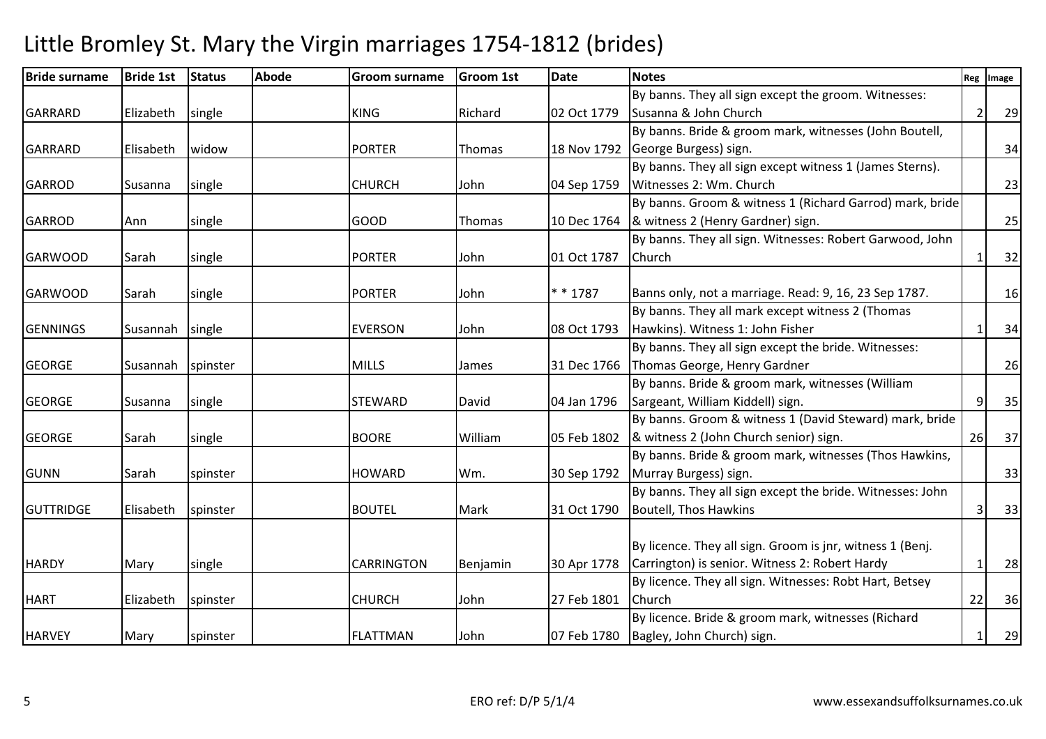# Little Bromley St. Mary the Virgin marriages 1754-1812 (brides)

| Bride surname | Bride 1st | Status | Abode | Groom surname | Groom 1st | Date | Notes | Reg | Image |
|---|---|---|---|---|---|---|---|---|---|
| GARRARD | Elizabeth | single | | KING | Richard | 02 Oct 1779 | By banns. They all sign except the groom. Witnesses: Susanna & John Church | 2 | 29 |
| GARRARD | Elisabeth | widow | | PORTER | Thomas | 18 Nov 1792 | By banns. Bride & groom mark, witnesses (John Boutell, George Burgess) sign. | | 34 |
| GARROD | Susanna | single | | CHURCH | John | 04 Sep 1759 | By banns. They all sign except witness 1 (James Sterns). Witnesses 2: Wm. Church | | 23 |
| GARROD | Ann | single | | GOOD | Thomas | 10 Dec 1764 | By banns. Groom & witness 1 (Richard Garrod) mark, bride & witness 2 (Henry Gardner) sign. | | 25 |
| GARWOOD | Sarah | single | | PORTER | John | 01 Oct 1787 | By banns. They all sign. Witnesses: Robert Garwood, John Church | 1 | 32 |
| GARWOOD | Sarah | single | | PORTER | John | * * 1787 | Banns only, not a marriage. Read: 9, 16, 23 Sep 1787. | | 16 |
| GENNINGS | Susannah | single | | EVERSON | John | 08 Oct 1793 | By banns. They all mark except witness 2 (Thomas Hawkins). Witness 1: John Fisher | 1 | 34 |
| GEORGE | Susannah | spinster | | MILLS | James | 31 Dec 1766 | By banns. They all sign except the bride. Witnesses: Thomas George, Henry Gardner | | 26 |
| GEORGE | Susanna | single | | STEWARD | David | 04 Jan 1796 | By banns. Bride & groom mark, witnesses (William Sargeant, William Kiddell) sign. | 9 | 35 |
| GEORGE | Sarah | single | | BOORE | William | 05 Feb 1802 | By banns. Groom & witness 1 (David Steward) mark, bride & witness 2 (John Church senior) sign. | 26 | 37 |
| GUNN | Sarah | spinster | | HOWARD | Wm. | 30 Sep 1792 | By banns. Bride & groom mark, witnesses (Thos Hawkins, Murray Burgess) sign. | | 33 |
| GUTTRIDGE | Elisabeth | spinster | | BOUTEL | Mark | 31 Oct 1790 | By banns. They all sign except the bride. Witnesses: John Boutell, Thos Hawkins | 3 | 33 |
| HARDY | Mary | single | | CARRINGTON | Benjamin | 30 Apr 1778 | By licence. They all sign. Groom is jnr, witness 1 (Benj. Carrington) is senior. Witness 2: Robert Hardy | 1 | 28 |
| HART | Elizabeth | spinster | | CHURCH | John | 27 Feb 1801 | By licence. They all sign. Witnesses: Robt Hart, Betsey Church | 22 | 36 |
| HARVEY | Mary | spinster | | FLATTMAN | John | 07 Feb 1780 | By licence. Bride & groom mark, witnesses (Richard Bagley, John Church) sign. | 1 | 29 |

ERO ref: D/P 5/1/4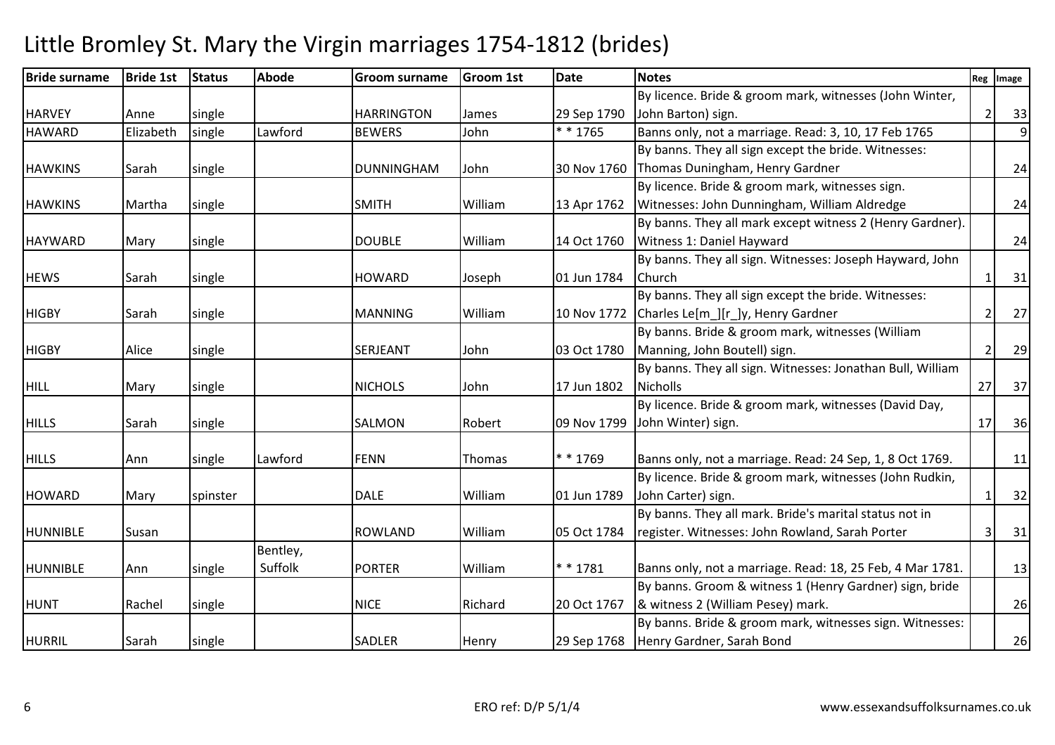# Little Bromley St. Mary the Virgin marriages 1754-1812 (brides)

| Bride surname | Bride 1st | Status | Abode | Groom surname | Groom 1st | Date | Notes | Reg | Image |
|---|---|---|---|---|---|---|---|---|---|
| HARVEY | Anne | single | | HARRINGTON | James | 29 Sep 1790 | By licence. Bride & groom mark, witnesses (John Winter, John Barton) sign. | 2 | 33 |
| HAWARD | Elizabeth | single | Lawford | BEWERS | John | * * 1765 | Banns only, not a marriage. Read: 3, 10, 17 Feb 1765 | | 9 |
| HAWKINS | Sarah | single | | DUNNINGHAM | John | 30 Nov 1760 | By banns. They all sign except the bride. Witnesses: Thomas Duningham, Henry Gardner | | 24 |
| HAWKINS | Martha | single | | SMITH | William | 13 Apr 1762 | By licence. Bride & groom mark, witnesses sign. Witnesses: John Dunningham, William Aldredge | | 24 |
| HAYWARD | Mary | single | | DOUBLE | William | 14 Oct 1760 | By banns. They all mark except witness 2 (Henry Gardner). Witness 1: Daniel Hayward | | 24 |
| HEWS | Sarah | single | | HOWARD | Joseph | 01 Jun 1784 | By banns. They all sign. Witnesses: Joseph Hayward, John Church | 1 | 31 |
| HIGBY | Sarah | single | | MANNING | William | 10 Nov 1772 | By banns. They all sign except the bride. Witnesses: Charles Le[m_][r_]y, Henry Gardner | 2 | 27 |
| HIGBY | Alice | single | | SERJEANT | John | 03 Oct 1780 | By banns. Bride & groom mark, witnesses (William Manning, John Boutell) sign. | 2 | 29 |
| HILL | Mary | single | | NICHOLS | John | 17 Jun 1802 | By banns. They all sign. Witnesses: Jonathan Bull, William Nicholls | 27 | 37 |
| HILLS | Sarah | single | | SALMON | Robert | 09 Nov 1799 | By licence. Bride & groom mark, witnesses (David Day, John Winter) sign. | 17 | 36 |
| HILLS | Ann | single | Lawford | FENN | Thomas | * * 1769 | Banns only, not a marriage. Read: 24 Sep, 1, 8 Oct 1769. | | 11 |
| HOWARD | Mary | spinster | | DALE | William | 01 Jun 1789 | By licence. Bride & groom mark, witnesses (John Rudkin, John Carter) sign. | 1 | 32 |
| HUNNIBLE | Susan | | | ROWLAND | William | 05 Oct 1784 | By banns. They all mark. Bride's marital status not in register. Witnesses: John Rowland, Sarah Porter | 3 | 31 |
| HUNNIBLE | Ann | single | Bentley, Suffolk | PORTER | William | * * 1781 | Banns only, not a marriage. Read: 18, 25 Feb, 4 Mar 1781. | | 13 |
| HUNT | Rachel | single | | NICE | Richard | 20 Oct 1767 | By banns. Groom & witness 1 (Henry Gardner) sign, bride & witness 2 (William Pesey) mark. | | 26 |
| HURRIL | Sarah | single | | SADLER | Henry | 29 Sep 1768 | By banns. Bride & groom mark, witnesses sign. Witnesses: Henry Gardner, Sarah Bond | | 26 |

ERO ref: D/P 5/1/4 www.essexandsuffolksurnames.co.uk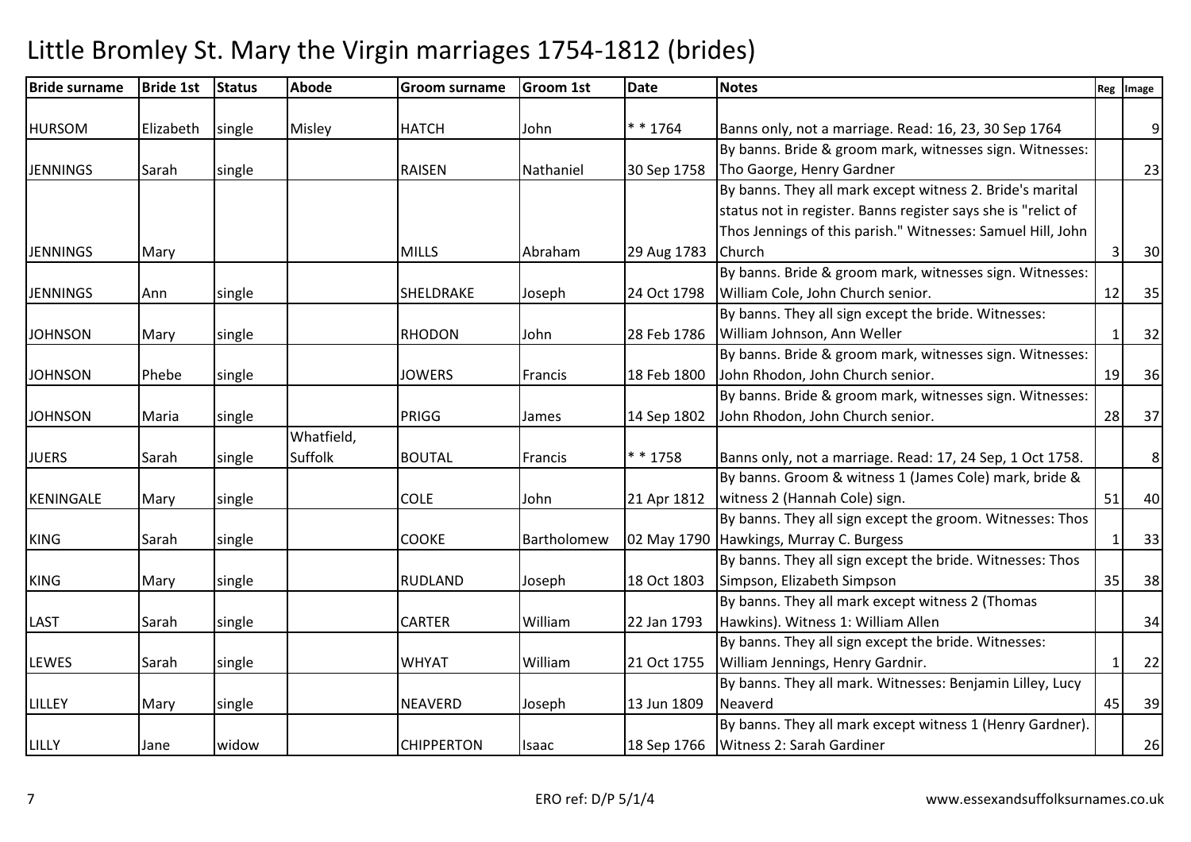# Little Bromley St. Mary the Virgin marriages 1754-1812 (brides)

| Bride surname | Bride 1st | Status | Abode | Groom surname | Groom 1st | Date | Notes | Reg | Image |
|---|---|---|---|---|---|---|---|---|---|
| HURSOM | Elizabeth | single | Misley | HATCH | John | * * 1764 | Banns only, not a marriage. Read: 16, 23, 30 Sep 1764 | | 9 |
| JENNINGS | Sarah | single | | RAISEN | Nathaniel | 30 Sep 1758 | By banns. Bride & groom mark, witnesses sign. Witnesses: Tho Gaorge, Henry Gardner | | 23 |
| JENNINGS | Mary | | | MILLS | Abraham | 29 Aug 1783 | By banns. They all mark except witness 2. Bride's marital status not in register. Banns register says she is "relict of Thos Jennings of this parish." Witnesses: Samuel Hill, John Church | 3 | 30 |
| JENNINGS | Ann | single | | SHELDRAKE | Joseph | 24 Oct 1798 | By banns. Bride & groom mark, witnesses sign. Witnesses: William Cole, John Church senior. | 12 | 35 |
| JOHNSON | Mary | single | | RHODON | John | 28 Feb 1786 | By banns. They all sign except the bride. Witnesses: William Johnson, Ann Weller | 1 | 32 |
| JOHNSON | Phebe | single | | JOWERS | Francis | 18 Feb 1800 | By banns. Bride & groom mark, witnesses sign. Witnesses: John Rhodon, John Church senior. | 19 | 36 |
| JOHNSON | Maria | single | | PRIGG | James | 14 Sep 1802 | By banns. Bride & groom mark, witnesses sign. Witnesses: John Rhodon, John Church senior. | 28 | 37 |
| JUERS | Sarah | single | Whatfield, Suffolk | BOUTAL | Francis | * * 1758 | Banns only, not a marriage. Read: 17, 24 Sep, 1 Oct 1758. | | 8 |
| KENINGALE | Mary | single | | COLE | John | 21 Apr 1812 | By banns. Groom & witness 1 (James Cole) mark, bride & witness 2 (Hannah Cole) sign. | 51 | 40 |
| KING | Sarah | single | | COOKE | Bartholomew | 02 May 1790 | By banns. They all sign except the groom. Witnesses: Thos Hawkings, Murray C. Burgess | 1 | 33 |
| KING | Mary | single | | RUDLAND | Joseph | 18 Oct 1803 | By banns. They all sign except the bride. Witnesses: Thos Simpson, Elizabeth Simpson | 35 | 38 |
| LAST | Sarah | single | | CARTER | William | 22 Jan 1793 | By banns. They all mark except witness 2 (Thomas Hawkins). Witness 1: William Allen | | 34 |
| LEWES | Sarah | single | | WHYAT | William | 21 Oct 1755 | By banns. They all sign except the bride. Witnesses: William Jennings, Henry Gardnir. | 1 | 22 |
| LILLEY | Mary | single | | NEAVERD | Joseph | 13 Jun 1809 | By banns. They all mark. Witnesses: Benjamin Lilley, Lucy Neaverd | 45 | 39 |
| LILLY | Jane | widow | | CHIPPERTON | Isaac | 18 Sep 1766 | By banns. They all mark except witness 1 (Henry Gardner). Witness 2: Sarah Gardiner | | 26 |

ERO ref: D/P 5/1/4

www.essexandsuffolksurnames.co.uk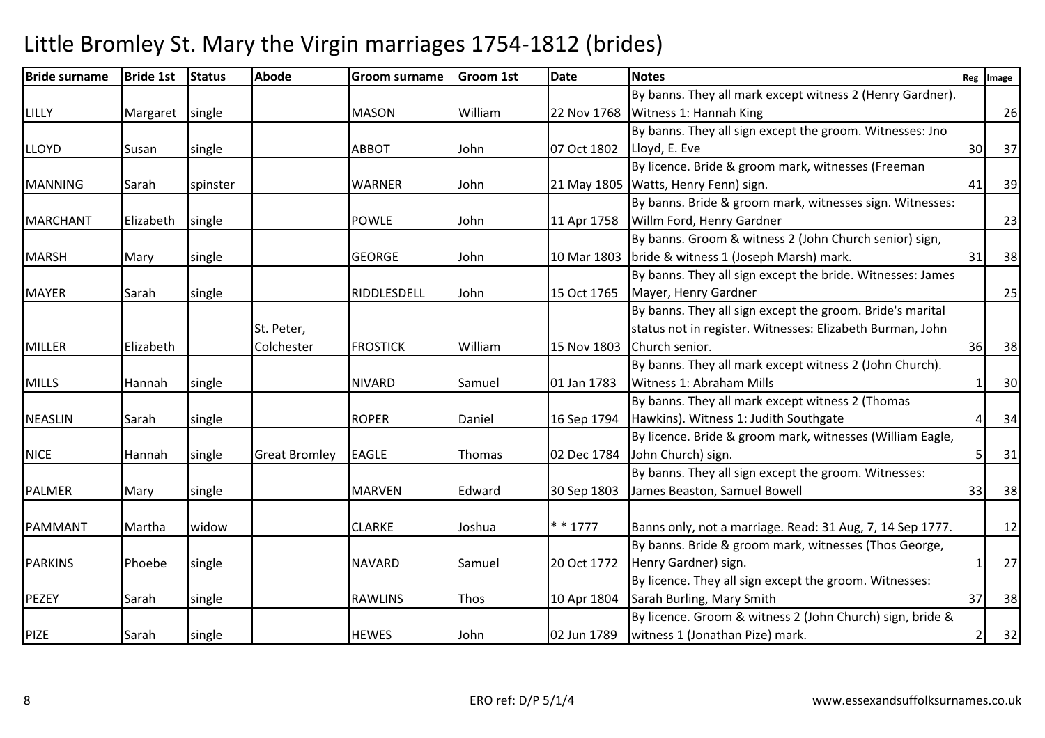# Little Bromley St. Mary the Virgin marriages 1754-1812 (brides)

| Bride surname | Bride 1st | Status | Abode | Groom surname | Groom 1st | Date | Notes | Reg | Image |
|---|---|---|---|---|---|---|---|---|---|
| LILLY | Margaret | single | | MASON | William | 22 Nov 1768 | By banns. They all mark except witness 2 (Henry Gardner). Witness 1: Hannah King | | 26 |
| LLOYD | Susan | single | | ABBOT | John | 07 Oct 1802 | By banns. They all sign except the groom. Witnesses: Jno Lloyd, E. Eve | 30 | 37 |
| MANNING | Sarah | spinster | | WARNER | John | 21 May 1805 | By licence. Bride & groom mark, witnesses (Freeman Watts, Henry Fenn) sign. | 41 | 39 |
| MARCHANT | Elizabeth | single | | POWLE | John | 11 Apr 1758 | By banns. Bride & groom mark, witnesses sign. Witnesses: Willm Ford, Henry Gardner | | 23 |
| MARSH | Mary | single | | GEORGE | John | 10 Mar 1803 | By banns. Groom & witness 2 (John Church senior) sign, bride & witness 1 (Joseph Marsh) mark. | 31 | 38 |
| MAYER | Sarah | single | | RIDDLESDELL | John | 15 Oct 1765 | By banns. They all sign except the bride. Witnesses: James Mayer, Henry Gardner | | 25 |
| MILLER | Elizabeth | | St. Peter, Colchester | FROSTICK | William | 15 Nov 1803 | By banns. They all sign except the groom. Bride's marital status not in register. Witnesses: Elizabeth Burman, John Church senior. | 36 | 38 |
| MILLS | Hannah | single | | NIVARD | Samuel | 01 Jan 1783 | By banns. They all mark except witness 2 (John Church). Witness 1: Abraham Mills | 1 | 30 |
| NEASLIN | Sarah | single | | ROPER | Daniel | 16 Sep 1794 | By banns. They all mark except witness 2 (Thomas Hawkins). Witness 1: Judith Southgate | 4 | 34 |
| NICE | Hannah | single | Great Bromley | EAGLE | Thomas | 02 Dec 1784 | By licence. Bride & groom mark, witnesses (William Eagle, John Church) sign. | 5 | 31 |
| PALMER | Mary | single | | MARVEN | Edward | 30 Sep 1803 | By banns. They all sign except the groom. Witnesses: James Beaston, Samuel Bowell | 33 | 38 |
| PAMMANT | Martha | widow | | CLARKE | Joshua | * * 1777 | Banns only, not a marriage. Read: 31 Aug, 7, 14 Sep 1777. | | 12 |
| PARKINS | Phoebe | single | | NAVARD | Samuel | 20 Oct 1772 | By banns. Bride & groom mark, witnesses (Thos George, Henry Gardner) sign. | 1 | 27 |
| PEZEY | Sarah | single | | RAWLINS | Thos | 10 Apr 1804 | By licence. They all sign except the groom. Witnesses: Sarah Burling, Mary Smith | 37 | 38 |
| PIZE | Sarah | single | | HEWES | John | 02 Jun 1789 | By licence. Groom & witness 2 (John Church) sign, bride & witness 1 (Jonathan Pize) mark. | 2 | 32 |

ERO ref: D/P 5/1/4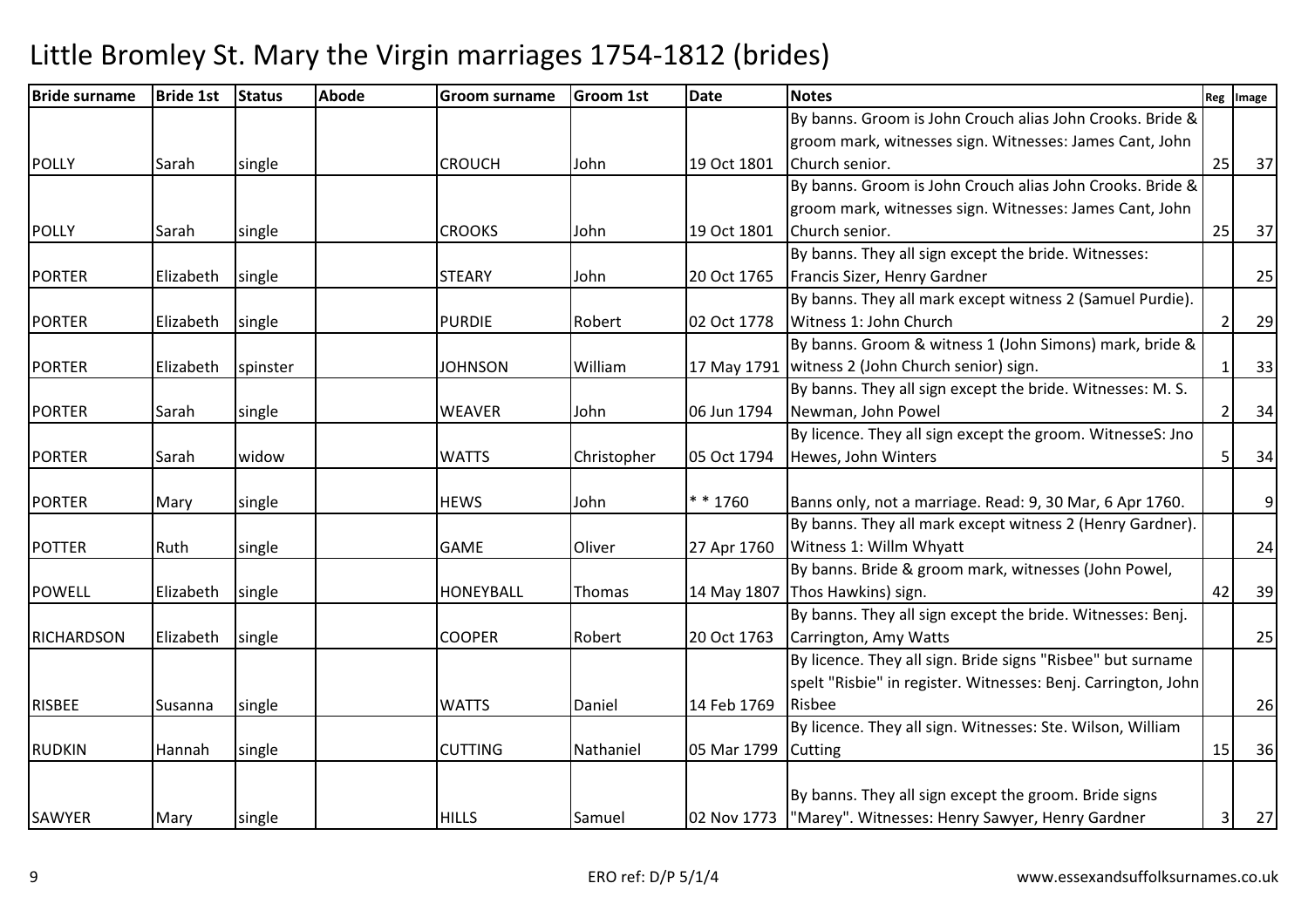# Little Bromley St. Mary the Virgin marriages 1754-1812 (brides)

| Bride surname | Bride 1st | Status | Abode | Groom surname | Groom 1st | Date | Notes | Reg | Image |
|---|---|---|---|---|---|---|---|---|---|
| POLLY | Sarah | single | | CROUCH | John | 19 Oct 1801 | By banns. Groom is John Crouch alias John Crooks. Bride & groom mark, witnesses sign. Witnesses: James Cant, John Church senior. | 25 | 37 |
| POLLY | Sarah | single | | CROOKS | John | 19 Oct 1801 | By banns. Groom is John Crouch alias John Crooks. Bride & groom mark, witnesses sign. Witnesses: James Cant, John Church senior. | 25 | 37 |
| PORTER | Elizabeth | single | | STEARY | John | 20 Oct 1765 | By banns. They all sign except the bride. Witnesses: Francis Sizer, Henry Gardner | | 25 |
| PORTER | Elizabeth | single | | PURDIE | Robert | 02 Oct 1778 | By banns. They all mark except witness 2 (Samuel Purdie). Witness 1: John Church | 2 | 29 |
| PORTER | Elizabeth | spinster | | JOHNSON | William | 17 May 1791 | By banns. Groom & witness 1 (John Simons) mark, bride & witness 2 (John Church senior) sign. | 1 | 33 |
| PORTER | Sarah | single | | WEAVER | John | 06 Jun 1794 | By banns. They all sign except the bride. Witnesses: M. S. Newman, John Powel | 2 | 34 |
| PORTER | Sarah | widow | | WATTS | Christopher | 05 Oct 1794 | By licence. They all sign except the groom. WitnesseS: Jno Hewes, John Winters | 5 | 34 |
| PORTER | Mary | single | | HEWS | John | * * 1760 | Banns only, not a marriage. Read: 9, 30 Mar, 6 Apr 1760. | | 9 |
| POTTER | Ruth | single | | GAME | Oliver | 27 Apr 1760 | By banns. They all mark except witness 2 (Henry Gardner). Witness 1: Willm Whyatt | | 24 |
| POWELL | Elizabeth | single | | HONEYBALL | Thomas | 14 May 1807 | By banns. Bride & groom mark, witnesses (John Powel, Thos Hawkins) sign. | 42 | 39 |
| RICHARDSON | Elizabeth | single | | COOPER | Robert | 20 Oct 1763 | By banns. They all sign except the bride. Witnesses: Benj. Carrington, Amy Watts | | 25 |
| RISBEE | Susanna | single | | WATTS | Daniel | 14 Feb 1769 | By licence. They all sign. Bride signs "Risbee" but surname spelt "Risbie" in register. Witnesses: Benj. Carrington, John Risbee | | 26 |
| RUDKIN | Hannah | single | | CUTTING | Nathaniel | 05 Mar 1799 | By licence. They all sign. Witnesses: Ste. Wilson, William Cutting | 15 | 36 |
| SAWYER | Mary | single | | HILLS | Samuel | 02 Nov 1773 | By banns. They all sign except the groom. Bride signs "Marey". Witnesses: Henry Sawyer, Henry Gardner | 3 | 27 |

ERO ref: D/P 5/1/4

www.essexandsuffolksurnames.co.uk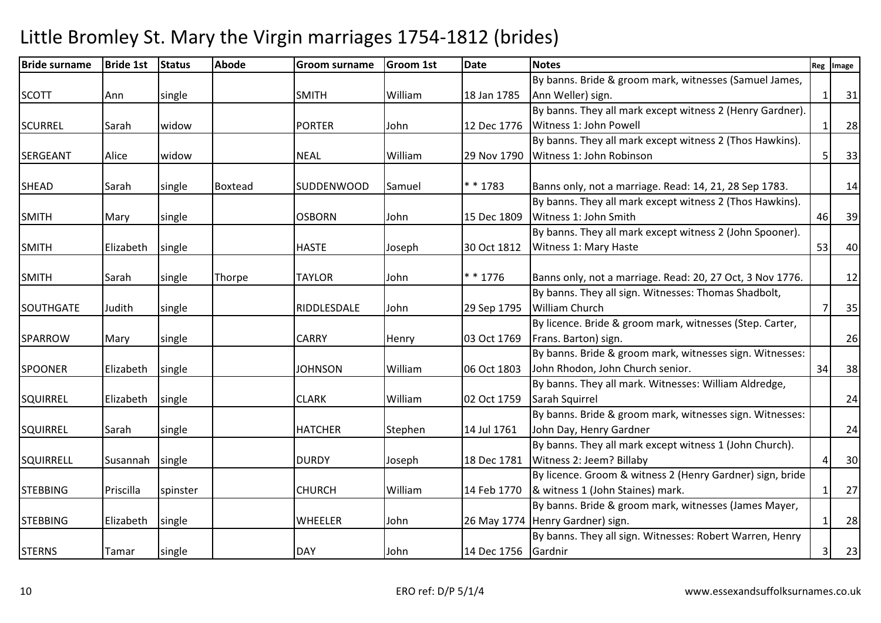# Little Bromley St. Mary the Virgin marriages 1754-1812 (brides)

| Bride surname | Bride 1st | Status | Abode | Groom surname | Groom 1st | Date | Notes | Reg | Image |
|---|---|---|---|---|---|---|---|---|---|
| SCOTT | Ann | single | | SMITH | William | 18 Jan 1785 | By banns. Bride & groom mark, witnesses (Samuel James, Ann Weller) sign. | 1 | 31 |
| SCURREL | Sarah | widow | | PORTER | John | 12 Dec 1776 | By banns. They all mark except witness 2 (Henry Gardner). Witness 1: John Powell | 1 | 28 |
| SERGEANT | Alice | widow | | NEAL | William | 29 Nov 1790 | By banns. They all mark except witness 2 (Thos Hawkins). Witness 1: John Robinson | 5 | 33 |
| SHEAD | Sarah | single | Boxtead | SUDDENWOOD | Samuel | * * 1783 | Banns only, not a marriage. Read: 14, 21, 28 Sep 1783. | | 14 |
| SMITH | Mary | single | | OSBORN | John | 15 Dec 1809 | By banns. They all mark except witness 2 (Thos Hawkins). Witness 1: John Smith | 46 | 39 |
| SMITH | Elizabeth | single | | HASTE | Joseph | 30 Oct 1812 | By banns. They all mark except witness 2 (John Spooner). Witness 1: Mary Haste | 53 | 40 |
| SMITH | Sarah | single | Thorpe | TAYLOR | John | * * 1776 | Banns only, not a marriage. Read: 20, 27 Oct, 3 Nov 1776. | | 12 |
| SOUTHGATE | Judith | single | | RIDDLESDALE | John | 29 Sep 1795 | By banns. They all sign. Witnesses: Thomas Shadbolt, William Church | 7 | 35 |
| SPARROW | Mary | single | | CARRY | Henry | 03 Oct 1769 | By licence. Bride & groom mark, witnesses (Step. Carter, Frans. Barton) sign. | | 26 |
| SPOONER | Elizabeth | single | | JOHNSON | William | 06 Oct 1803 | By banns. Bride & groom mark, witnesses sign. Witnesses: John Rhodon, John Church senior. | 34 | 38 |
| SQUIRREL | Elizabeth | single | | CLARK | William | 02 Oct 1759 | By banns. They all mark. Witnesses: William Aldredge, Sarah Squirrel | | 24 |
| SQUIRREL | Sarah | single | | HATCHER | Stephen | 14 Jul 1761 | By banns. Bride & groom mark, witnesses sign. Witnesses: John Day, Henry Gardner | | 24 |
| SQUIRRELL | Susannah | single | | DURDY | Joseph | 18 Dec 1781 | By banns. They all mark except witness 1 (John Church). Witness 2: Jeem? Billaby | 4 | 30 |
| STEBBING | Priscilla | spinster | | CHURCH | William | 14 Feb 1770 | By licence. Groom & witness 2 (Henry Gardner) sign, bride & witness 1 (John Staines) mark. | 1 | 27 |
| STEBBING | Elizabeth | single | | WHEELER | John | 26 May 1774 | By banns. Bride & groom mark, witnesses (James Mayer, Henry Gardner) sign. | 1 | 28 |
| STERNS | Tamar | single | | DAY | John | 14 Dec 1756 | By banns. They all sign. Witnesses: Robert Warren, Henry Gardnir | 3 | 23 |

ERO ref: D/P 5/1/4

www.essexandsuffolksurnames.co.uk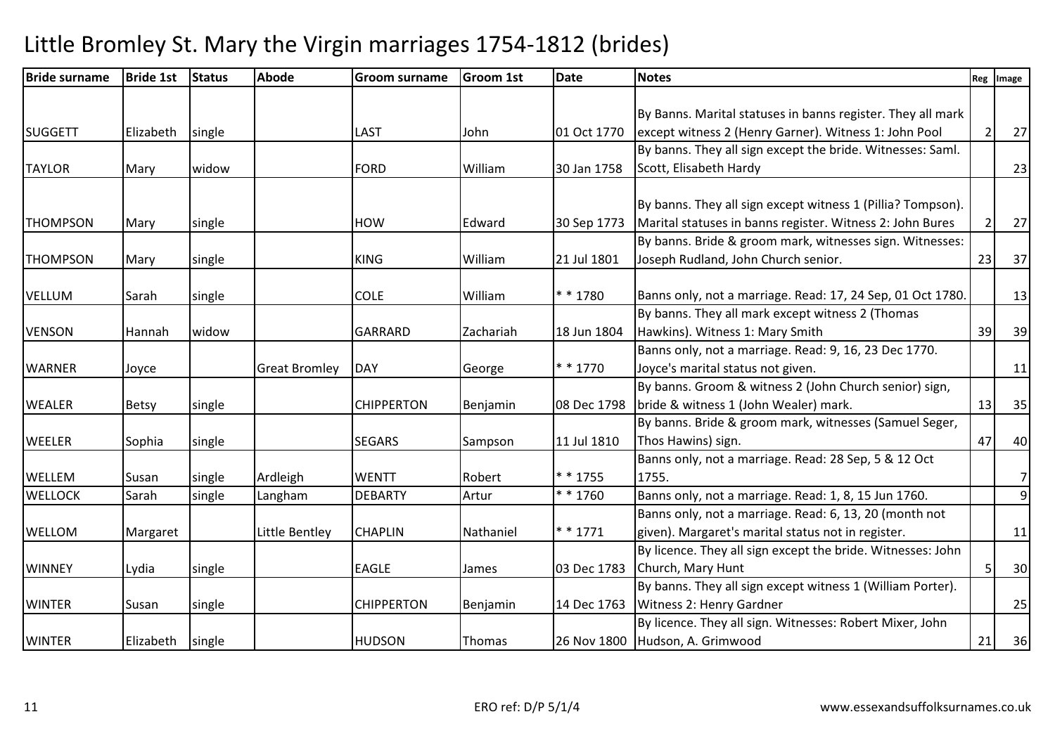# Little Bromley St. Mary the Virgin marriages 1754-1812 (brides)

| Bride surname | Bride 1st | Status | Abode | Groom surname | Groom 1st | Date | Notes | Reg | Image |
|---|---|---|---|---|---|---|---|---|---|
| SUGGETT | Elizabeth | single | | LAST | John | 01 Oct 1770 | By Banns. Marital statuses in banns register. They all mark except witness 2 (Henry Garner). Witness 1: John Pool | 2 | 27 |
| TAYLOR | Mary | widow | | FORD | William | 30 Jan 1758 | By banns. They all sign except the bride. Witnesses: Saml. Scott, Elisabeth Hardy | | 23 |
| THOMPSON | Mary | single | | HOW | Edward | 30 Sep 1773 | By banns. They all sign except witness 1 (Pillia? Tompson). Marital statuses in banns register. Witness 2: John Bures | 2 | 27 |
| THOMPSON | Mary | single | | KING | William | 21 Jul 1801 | By banns. Bride & groom mark, witnesses sign. Witnesses: Joseph Rudland, John Church senior. | 23 | 37 |
| VELLUM | Sarah | single | | COLE | William | * * 1780 | Banns only, not a marriage. Read: 17, 24 Sep, 01 Oct 1780. | | 13 |
| VENSON | Hannah | widow | | GARRARD | Zachariah | 18 Jun 1804 | By banns. They all mark except witness 2 (Thomas Hawkins). Witness 1: Mary Smith | 39 | 39 |
| WARNER | Joyce | | Great Bromley | DAY | George | * * 1770 | Banns only, not a marriage. Read: 9, 16, 23 Dec 1770. Joyce's marital status not given. | | 11 |
| WEALER | Betsy | single | | CHIPPERTON | Benjamin | 08 Dec 1798 | By banns. Groom & witness 2 (John Church senior) sign, bride & witness 1 (John Wealer) mark. | 13 | 35 |
| WEELER | Sophia | single | | SEGARS | Sampson | 11 Jul 1810 | By banns. Bride & groom mark, witnesses (Samuel Seger, Thos Hawins) sign. | 47 | 40 |
| WELLEM | Susan | single | Ardleigh | WENTT | Robert | * * 1755 | Banns only, not a marriage. Read: 28 Sep, 5 & 12 Oct 1755. | | 7 |
| WELLOCK | Sarah | single | Langham | DEBARTY | Artur | * * 1760 | Banns only, not a marriage. Read: 1, 8, 15 Jun 1760. | | 9 |
| WELLOM | Margaret | | Little Bentley | CHAPLIN | Nathaniel | * * 1771 | Banns only, not a marriage. Read: 6, 13, 20 (month not given). Margaret's marital status not in register. | | 11 |
| WINNEY | Lydia | single | | EAGLE | James | 03 Dec 1783 | By licence. They all sign except the bride. Witnesses: John Church, Mary Hunt | 5 | 30 |
| WINTER | Susan | single | | CHIPPERTON | Benjamin | 14 Dec 1763 | By banns. They all sign except witness 1 (William Porter). Witness 2: Henry Gardner | | 25 |
| WINTER | Elizabeth | single | | HUDSON | Thomas | 26 Nov 1800 | By licence. They all sign. Witnesses: Robert Mixer, John Hudson, A. Grimwood | 21 | 36 |

ERO ref: D/P 5/1/4

www.essexandsuffolksurnames.co.uk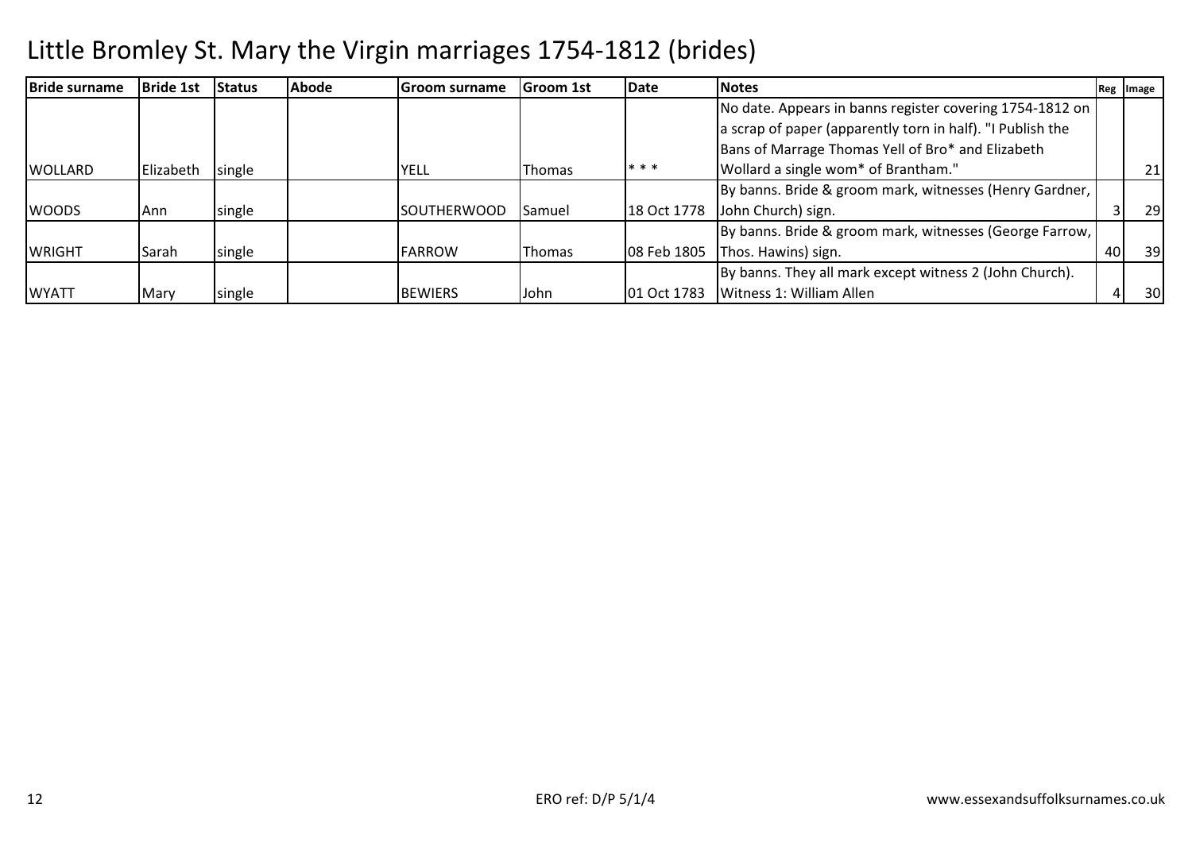# Little Bromley St. Mary the Virgin marriages 1754-1812 (brides)

| Bride surname | Bride 1st | Status | Abode | Groom surname | Groom 1st | Date | Notes | Reg | Image |
|---|---|---|---|---|---|---|---|---|---|
| WOLLARD | Elizabeth | single | | YELL | Thomas | * * * | No date. Appears in banns register covering 1754-1812 on a scrap of paper (apparently torn in half). "I Publish the Bans of Marrage Thomas Yell of Bro* and Elizabeth Wollard a single wom* of Brantham." | | 21 |
| WOODS | Ann | single | | SOUTHERWOOD | Samuel | 18 Oct 1778 | By banns. Bride & groom mark, witnesses (Henry Gardner, John Church) sign. | 3 | 29 |
| WRIGHT | Sarah | single | | FARROW | Thomas | 08 Feb 1805 | By banns. Bride & groom mark, witnesses (George Farrow, Thos. Hawins) sign. | 40 | 39 |
| WYATT | Mary | single | | BEWIERS | John | 01 Oct 1783 | By banns. They all mark except witness 2 (John Church). Witness 1: William Allen | 4 | 30 |

ERO ref: D/P 5/1/4

www.essexandsuffolksurnames.co.uk